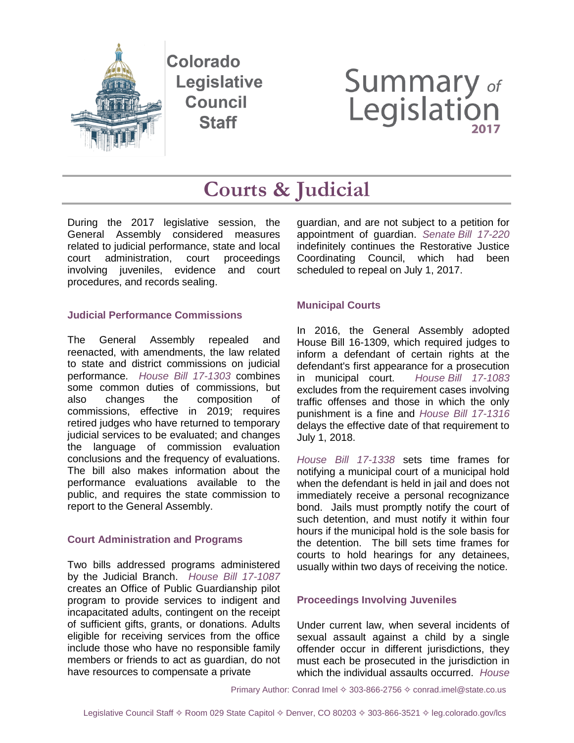Colorado Legislative Council Staff

Summary of Legislation 2017

# Courts & Judicial

During the 2017 legislative session, the General Assembly considered measures related to judicial performance, state and local court administration, court proceedings involving juveniles, evidence and court procedures, and records sealing.

### Judicial Performance Commissions

The General Assembly repealed and reenacted, with amendments, the law related to state and district commissions on judicial performance. *House Bill 17-1303* combines some common duties of commissions, but also changes the composition of commissions, effective in 2019; requires retired judges who have returned to temporary judicial services to be evaluated; and changes the language of commission evaluation conclusions and the frequency of evaluations. The bill also makes information about the performance evaluations available to the public, and requires the state commission to report to the General Assembly.

### Court Administration and Programs

Two bills addressed programs administered by the Judicial Branch. *House Bill 17-1087* creates an Office of Public Guardianship pilot program to provide services to indigent and incapacitated adults, contingent on the receipt of sufficient gifts, grants, or donations. Adults eligible for receiving services from the office include those who have no responsible family members or friends to act as guardian, do not have resources to compensate a private guardian, and are not subject to a petition for appointment of guardian. *Senate Bill 17-220* indefinitely continues the Restorative Justice Coordinating Council, which had been scheduled to repeal on July 1, 2017.

### Municipal Courts

In 2016, the General Assembly adopted House Bill 16-1309, which required judges to inform a defendant of certain rights at the defendant's first appearance for a prosecution in municipal court. *House Bill 17-1083* excludes from the requirement cases involving traffic offenses and those in which the only punishment is a fine and *House Bill 17-1316* delays the effective date of that requirement to July 1, 2018.

*House Bill 17-1338* sets time frames for notifying a municipal court of a municipal hold when the defendant is held in jail and does not immediately receive a personal recognizance bond. Jails must promptly notify the court of such detention, and must notify it within four hours if the municipal hold is the sole basis for the detention. The bill sets time frames for courts to hold hearings for any detainees, usually within two days of receiving the notice.

### Proceedings Involving Juveniles

Under current law, when several incidents of sexual assault against a child by a single offender occur in different jurisdictions, they must each be prosecuted in the jurisdiction in which the individual assaults occurred. *House*

Primary Author: Conrad Imel ✧ 303-866-2756 ✧ conrad.imel@state.co.us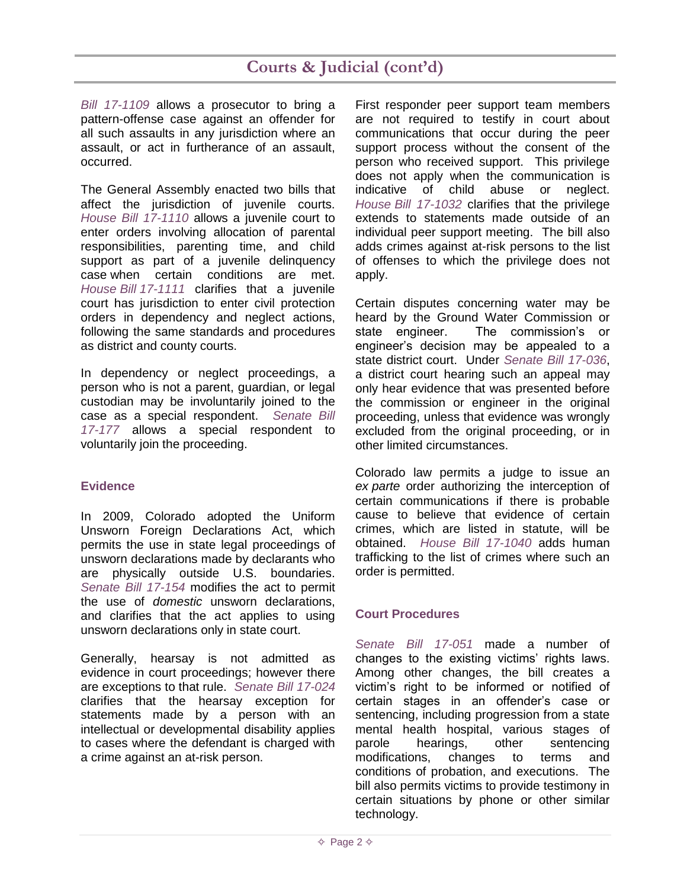## Courts & Judicial (cont'd)

*Bill 17-1109* allows a prosecutor to bring a pattern-offense case against an offender for all such assaults in any jurisdiction where an assault, or act in furtherance of an assault, occurred.

The General Assembly enacted two bills that affect the jurisdiction of juvenile courts. *House Bill 17-1110* allows a juvenile court to enter orders involving allocation of parental responsibilities, parenting time, and child support as part of a juvenile delinquency case when certain conditions are met. *House Bill 17-1111* clarifies that a juvenile court has jurisdiction to enter civil protection orders in dependency and neglect actions, following the same standards and procedures as district and county courts.

In dependency or neglect proceedings, a person who is not a parent, guardian, or legal custodian may be involuntarily joined to the case as a special respondent. *Senate Bill 17-177* allows a special respondent to voluntarily join the proceeding.

### Evidence

In 2009, Colorado adopted the Uniform Unsworn Foreign Declarations Act, which permits the use in state legal proceedings of unsworn declarations made by declarants who are physically outside U.S. boundaries. *Senate Bill 17-154* modifies the act to permit the use of *domestic* unsworn declarations, and clarifies that the act applies to using unsworn declarations only in state court.

Generally, hearsay is not admitted as evidence in court proceedings; however there are exceptions to that rule. *Senate Bill 17-024* clarifies that the hearsay exception for statements made by a person with an intellectual or developmental disability applies to cases where the defendant is charged with a crime against an at-risk person.

First responder peer support team members are not required to testify in court about communications that occur during the peer support process without the consent of the person who received support. This privilege does not apply when the communication is indicative of child abuse or neglect. *House Bill 17-1032* clarifies that the privilege extends to statements made outside of an individual peer support meeting. The bill also adds crimes against at-risk persons to the list of offenses to which the privilege does not apply.

Certain disputes concerning water may be heard by the Ground Water Commission or state engineer. The commission's or engineer's decision may be appealed to a state district court. Under *Senate Bill 17-036*, a district court hearing such an appeal may only hear evidence that was presented before the commission or engineer in the original proceeding, unless that evidence was wrongly excluded from the original proceeding, or in other limited circumstances.

Colorado law permits a judge to issue an *ex parte* order authorizing the interception of certain communications if there is probable cause to believe that evidence of certain crimes, which are listed in statute, will be obtained. *House Bill 17-1040* adds human trafficking to the list of crimes where such an order is permitted.

### Court Procedures

*Senate Bill 17-051* made a number of changes to the existing victims' rights laws. Among other changes, the bill creates a victim's right to be informed or notified of certain stages in an offender's case or sentencing, including progression from a state mental health hospital, various stages of parole hearings, other sentencing modifications, changes to terms and conditions of probation, and executions. The bill also permits victims to provide testimony in certain situations by phone or other similar technology.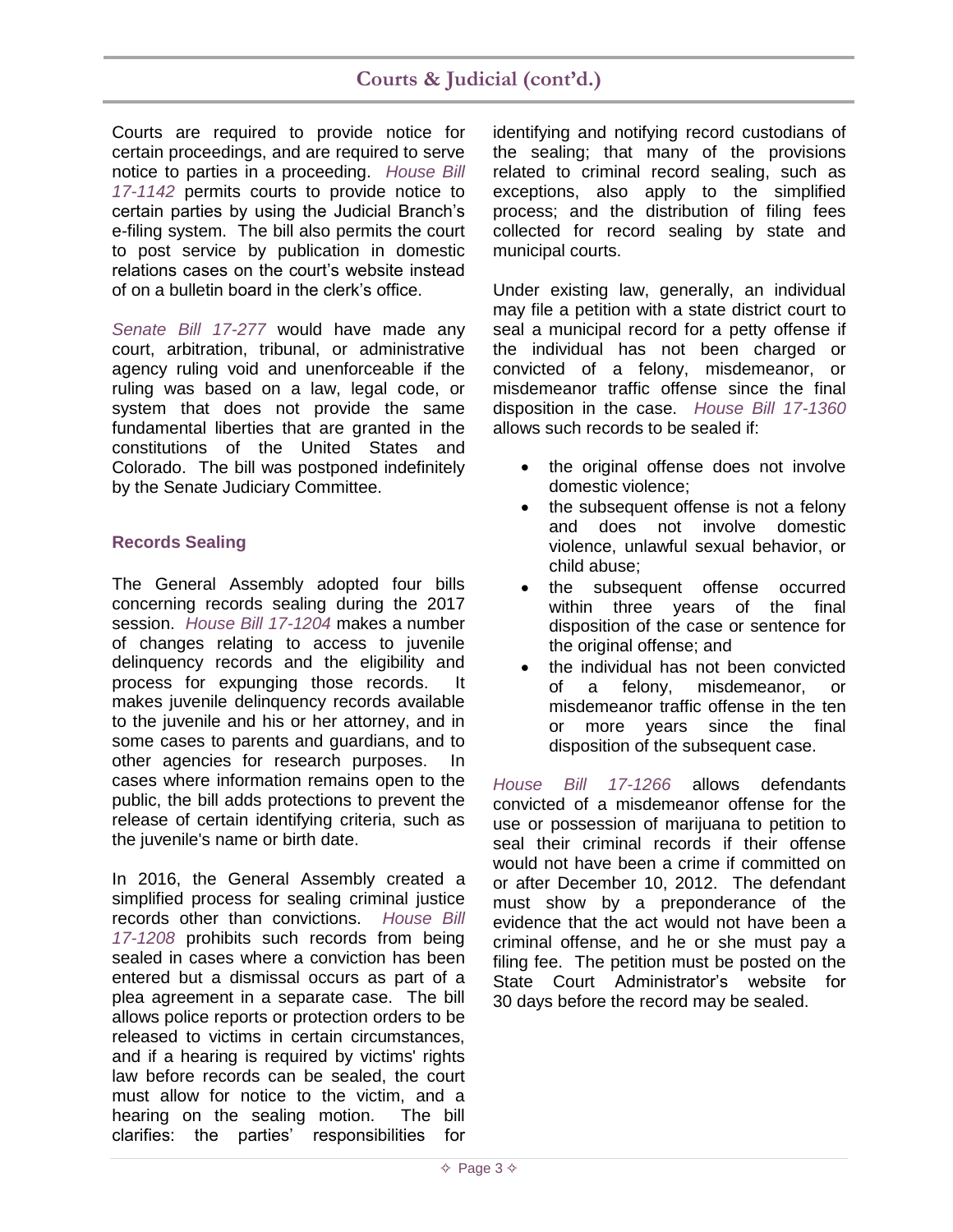## Courts & Judicial (cont'd.)

Courts are required to provide notice for certain proceedings, and are required to serve notice to parties in a proceeding. *House Bill 17-1142* permits courts to provide notice to certain parties by using the Judicial Branch's e-filing system. The bill also permits the court to post service by publication in domestic relations cases on the court's website instead of on a bulletin board in the clerk's office.

*Senate Bill 17-277* would have made any court, arbitration, tribunal, or administrative agency ruling void and unenforceable if the ruling was based on a law, legal code, or system that does not provide the same fundamental liberties that are granted in the constitutions of the United States and Colorado. The bill was postponed indefinitely by the Senate Judiciary Committee.

### Records Sealing

The General Assembly adopted four bills concerning records sealing during the 2017 session. *House Bill 17-1204* makes a number of changes relating to access to juvenile delinquency records and the eligibility and process for expunging those records. It makes juvenile delinquency records available to the juvenile and his or her attorney, and in some cases to parents and guardians, and to other agencies for research purposes. In cases where information remains open to the public, the bill adds protections to prevent the release of certain identifying criteria, such as the juvenile's name or birth date.

In 2016, the General Assembly created a simplified process for sealing criminal justice records other than convictions. *House Bill 17-1208* prohibits such records from being sealed in cases where a conviction has been entered but a dismissal occurs as part of a plea agreement in a separate case. The bill allows police reports or protection orders to be released to victims in certain circumstances, and if a hearing is required by victims' rights law before records can be sealed, the court must allow for notice to the victim, and a hearing on the sealing motion. The bill clarifies: the parties' responsibilities for identifying and notifying record custodians of the sealing; that many of the provisions related to criminal record sealing, such as exceptions, also apply to the simplified process; and the distribution of filing fees collected for record sealing by state and municipal courts.

Under existing law, generally, an individual may file a petition with a state district court to seal a municipal record for a petty offense if the individual has not been charged or convicted of a felony, misdemeanor, or misdemeanor traffic offense since the final disposition in the case. *House Bill 17-1360* allows such records to be sealed if:

- the original offense does not involve domestic violence;
- the subsequent offense is not a felony and does not involve domestic violence, unlawful sexual behavior, or child abuse;
- the subsequent offense occurred within three years of the final disposition of the case or sentence for the original offense; and
- the individual has not been convicted of a felony, misdemeanor, or misdemeanor traffic offense in the ten or more years since the final disposition of the subsequent case.

*House Bill 17-1266* allows defendants convicted of a misdemeanor offense for the use or possession of marijuana to petition to seal their criminal records if their offense would not have been a crime if committed on or after December 10, 2012. The defendant must show by a preponderance of the evidence that the act would not have been a criminal offense, and he or she must pay a filing fee. The petition must be posted on the State Court Administrator's website for 30 days before the record may be sealed.